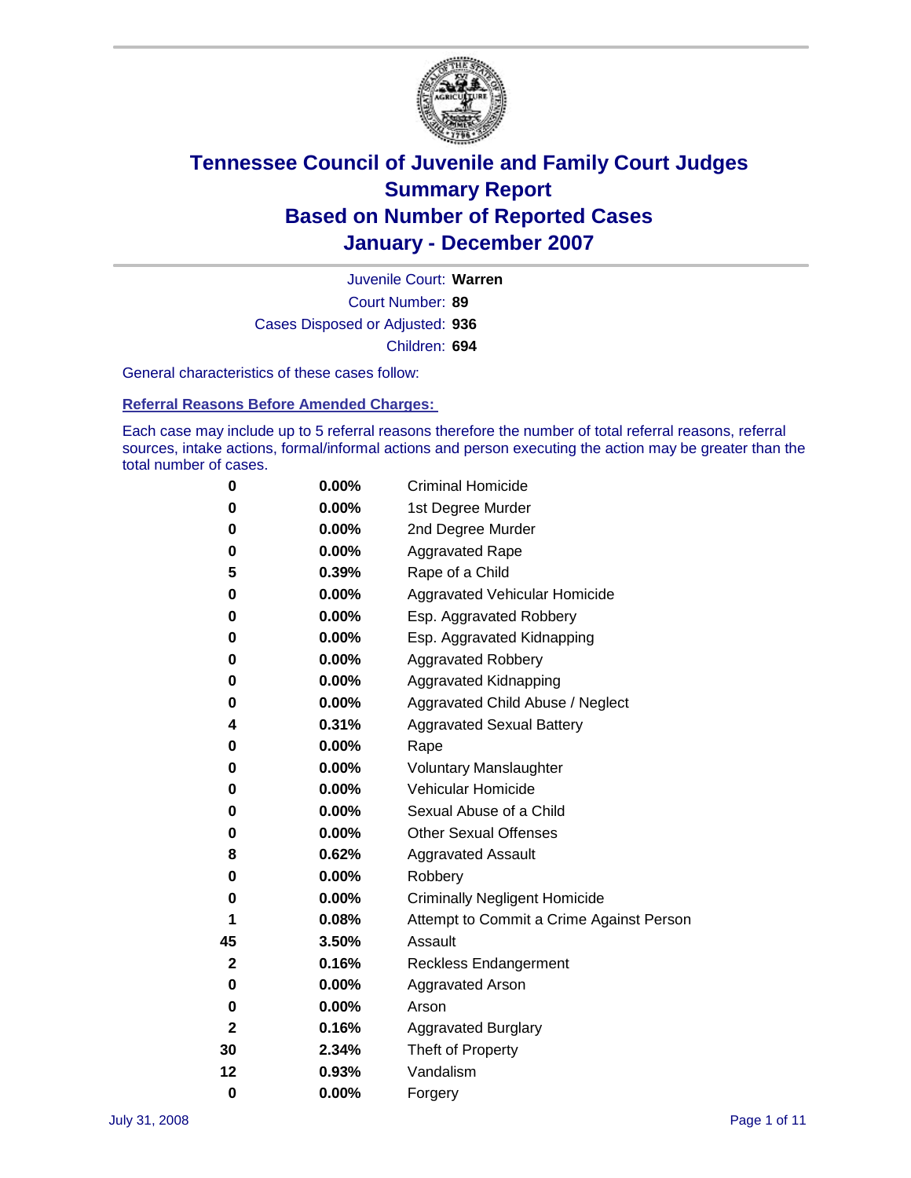# Tennessee Council of Juvenile and Family Court Judges
## Summary Report
## Based on Number of Reported Cases
## January - December 2007

Juvenile Court: **Warren**

Court Number: **89**

Cases Disposed or Adjusted: **936**

Children: **694**

General characteristics of these cases follow:

### Referral Reasons Before Amended Charges:

Each case may include up to 5 referral reasons therefore the number of total referral reasons, referral sources, intake actions, formal/informal actions and person executing the action may be greater than the total number of cases.

| Count | Percent | Referral Reason |
|---|---|---|
| 0 | 0.00% | Criminal Homicide |
| 0 | 0.00% | 1st Degree Murder |
| 0 | 0.00% | 2nd Degree Murder |
| 0 | 0.00% | Aggravated Rape |
| 5 | 0.39% | Rape of a Child |
| 0 | 0.00% | Aggravated Vehicular Homicide |
| 0 | 0.00% | Esp. Aggravated Robbery |
| 0 | 0.00% | Esp. Aggravated Kidnapping |
| 0 | 0.00% | Aggravated Robbery |
| 0 | 0.00% | Aggravated Kidnapping |
| 0 | 0.00% | Aggravated Child Abuse / Neglect |
| 4 | 0.31% | Aggravated Sexual Battery |
| 0 | 0.00% | Rape |
| 0 | 0.00% | Voluntary Manslaughter |
| 0 | 0.00% | Vehicular Homicide |
| 0 | 0.00% | Sexual Abuse of a Child |
| 0 | 0.00% | Other Sexual Offenses |
| 8 | 0.62% | Aggravated Assault |
| 0 | 0.00% | Robbery |
| 0 | 0.00% | Criminally Negligent Homicide |
| 1 | 0.08% | Attempt to Commit a Crime Against Person |
| 45 | 3.50% | Assault |
| 2 | 0.16% | Reckless Endangerment |
| 0 | 0.00% | Aggravated Arson |
| 0 | 0.00% | Arson |
| 2 | 0.16% | Aggravated Burglary |
| 30 | 2.34% | Theft of Property |
| 12 | 0.93% | Vandalism |
| 0 | 0.00% | Forgery |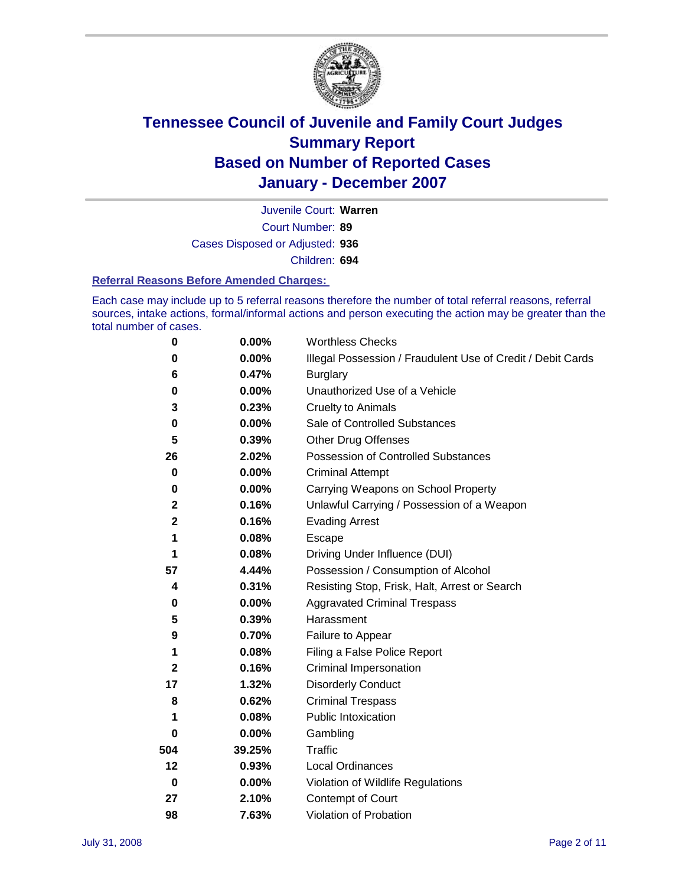# Tennessee Council of Juvenile and Family Court Judges
## Summary Report
## Based on Number of Reported Cases
## January - December 2007

Juvenile Court: **Warren**

Court Number: **89**

Cases Disposed or Adjusted: **936**

Children: **694**

### Referral Reasons Before Amended Charges:

Each case may include up to 5 referral reasons therefore the number of total referral reasons, referral sources, intake actions, formal/informal actions and person executing the action may be greater than the total number of cases.

| Count | Percent | Referral Reason |
|---|---|---|
| 0 | 0.00% | Worthless Checks |
| 0 | 0.00% | Illegal Possession / Fraudulent Use of Credit / Debit Cards |
| 6 | 0.47% | Burglary |
| 0 | 0.00% | Unauthorized Use of a Vehicle |
| 3 | 0.23% | Cruelty to Animals |
| 0 | 0.00% | Sale of Controlled Substances |
| 5 | 0.39% | Other Drug Offenses |
| 26 | 2.02% | Possession of Controlled Substances |
| 0 | 0.00% | Criminal Attempt |
| 0 | 0.00% | Carrying Weapons on School Property |
| 2 | 0.16% | Unlawful Carrying / Possession of a Weapon |
| 2 | 0.16% | Evading Arrest |
| 1 | 0.08% | Escape |
| 1 | 0.08% | Driving Under Influence (DUI) |
| 57 | 4.44% | Possession / Consumption of Alcohol |
| 4 | 0.31% | Resisting Stop, Frisk, Halt, Arrest or Search |
| 0 | 0.00% | Aggravated Criminal Trespass |
| 5 | 0.39% | Harassment |
| 9 | 0.70% | Failure to Appear |
| 1 | 0.08% | Filing a False Police Report |
| 2 | 0.16% | Criminal Impersonation |
| 17 | 1.32% | Disorderly Conduct |
| 8 | 0.62% | Criminal Trespass |
| 1 | 0.08% | Public Intoxication |
| 0 | 0.00% | Gambling |
| 504 | 39.25% | Traffic |
| 12 | 0.93% | Local Ordinances |
| 0 | 0.00% | Violation of Wildlife Regulations |
| 27 | 2.10% | Contempt of Court |
| 98 | 7.63% | Violation of Probation |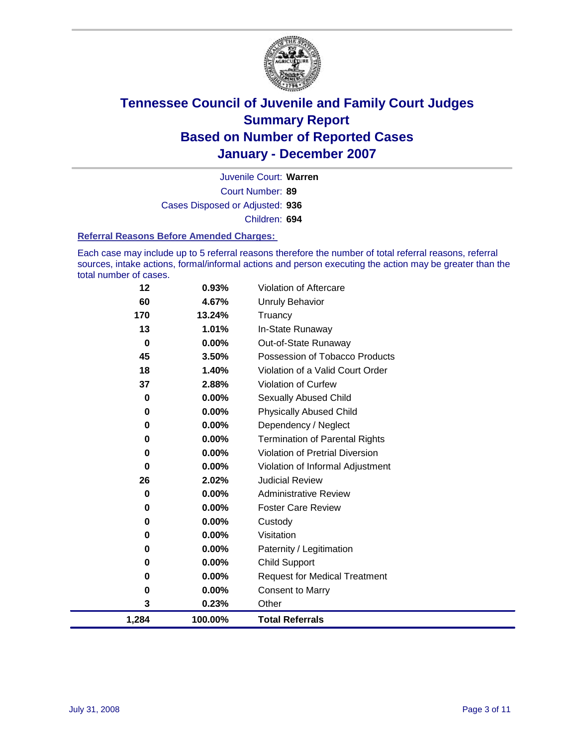# Tennessee Council of Juvenile and Family Court Judges
# Summary Report
# Based on Number of Reported Cases
# January - December 2007

Juvenile Court: **Warren**
Court Number: **89**
Cases Disposed or Adjusted: **936**
Children: **694**

### Referral Reasons Before Amended Charges:

Each case may include up to 5 referral reasons therefore the number of total referral reasons, referral sources, intake actions, formal/informal actions and person executing the action may be greater than the total number of cases.

| Count | Percent | Referral Reason |
|---|---|---|
| 12 | 0.93% | Violation of Aftercare |
| 60 | 4.67% | Unruly Behavior |
| 170 | 13.24% | Truancy |
| 13 | 1.01% | In-State Runaway |
| 0 | 0.00% | Out-of-State Runaway |
| 45 | 3.50% | Possession of Tobacco Products |
| 18 | 1.40% | Violation of a Valid Court Order |
| 37 | 2.88% | Violation of Curfew |
| 0 | 0.00% | Sexually Abused Child |
| 0 | 0.00% | Physically Abused Child |
| 0 | 0.00% | Dependency / Neglect |
| 0 | 0.00% | Termination of Parental Rights |
| 0 | 0.00% | Violation of Pretrial Diversion |
| 0 | 0.00% | Violation of Informal Adjustment |
| 26 | 2.02% | Judicial Review |
| 0 | 0.00% | Administrative Review |
| 0 | 0.00% | Foster Care Review |
| 0 | 0.00% | Custody |
| 0 | 0.00% | Visitation |
| 0 | 0.00% | Paternity / Legitimation |
| 0 | 0.00% | Child Support |
| 0 | 0.00% | Request for Medical Treatment |
| 0 | 0.00% | Consent to Marry |
| 3 | 0.23% | Other |
| **1,284** | **100.00%** | **Total Referrals** |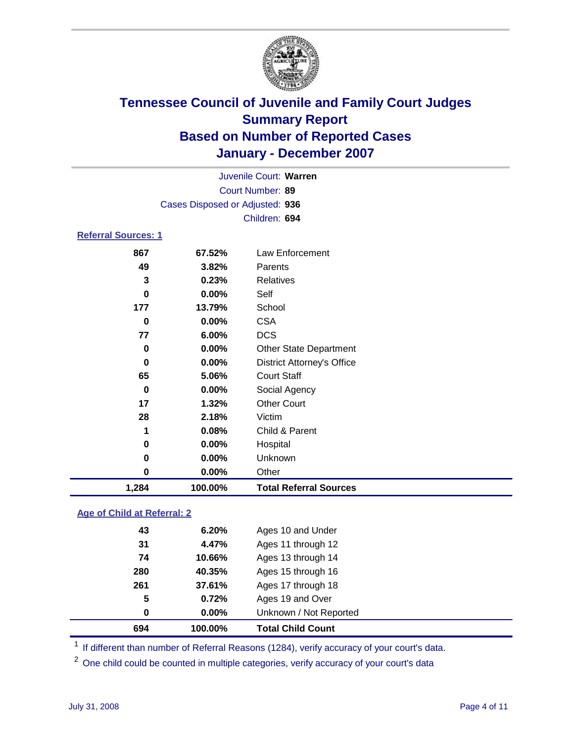# Tennessee Council of Juvenile and Family Court Judges
## Summary Report
## Based on Number of Reported Cases
## January - December 2007

Juvenile Court: **Warren**

Court Number: **89**

Cases Disposed or Adjusted: **936**

Children: **694**

### Referral Sources: 1

| | | |
|---|---|---|
| 867 | 67.52% | Law Enforcement |
| 49 | 3.82% | Parents |
| 3 | 0.23% | Relatives |
| 0 | 0.00% | Self |
| 177 | 13.79% | School |
| 0 | 0.00% | CSA |
| 77 | 6.00% | DCS |
| 0 | 0.00% | Other State Department |
| 0 | 0.00% | District Attorney's Office |
| 65 | 5.06% | Court Staff |
| 0 | 0.00% | Social Agency |
| 17 | 1.32% | Other Court |
| 28 | 2.18% | Victim |
| 1 | 0.08% | Child & Parent |
| 0 | 0.00% | Hospital |
| 0 | 0.00% | Unknown |
| 0 | 0.00% | Other |
| **1,284** | **100.00%** | **Total Referral Sources** |

### Age of Child at Referral: 2

| | | |
|---|---|---|
| 43 | 6.20% | Ages 10 and Under |
| 31 | 4.47% | Ages 11 through 12 |
| 74 | 10.66% | Ages 13 through 14 |
| 280 | 40.35% | Ages 15 through 16 |
| 261 | 37.61% | Ages 17 through 18 |
| 5 | 0.72% | Ages 19 and Over |
| 0 | 0.00% | Unknown / Not Reported |
| **694** | **100.00%** | **Total Child Count** |

[1] If different than number of Referral Reasons (1284), verify accuracy of your court's data.

[2] One child could be counted in multiple categories, verify accuracy of your court's data

July 31, 2008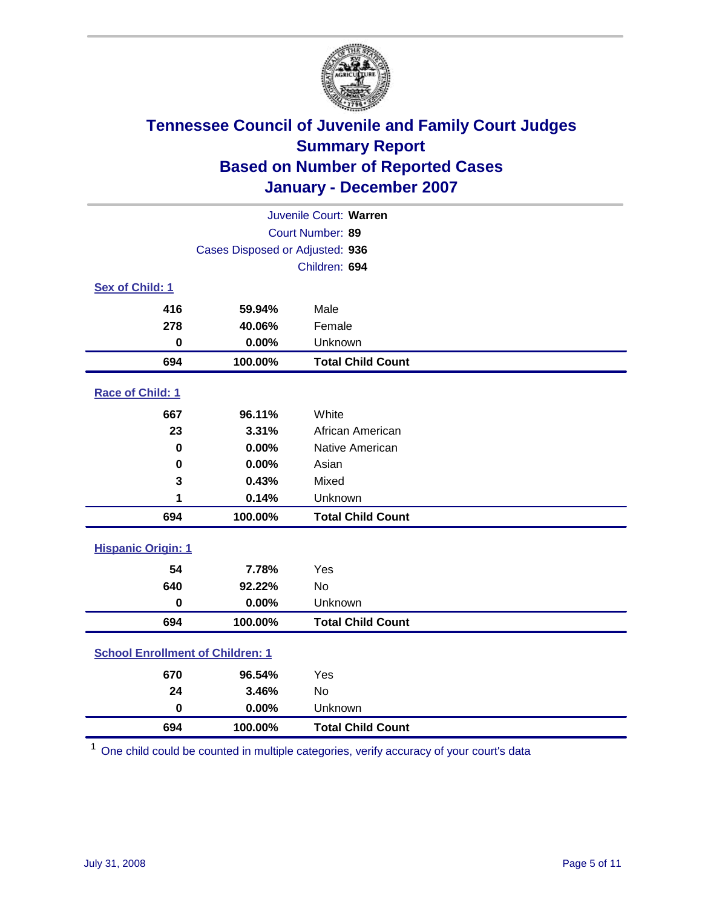# Tennessee Council of Juvenile and Family Court Judges
## Summary Report
## Based on Number of Reported Cases
## January - December 2007

Juvenile Court: **Warren**

Court Number: **89**

Cases Disposed or Adjusted: **936**

Children: **694**

### Sex of Child: 1

| Count | Percent | Category |
|---|---|---|
| 416 | 59.94% | Male |
| 278 | 40.06% | Female |
| 0 | 0.00% | Unknown |
| **694** | **100.00%** | **Total Child Count** |

### Race of Child: 1

| Count | Percent | Category |
|---|---|---|
| 667 | 96.11% | White |
| 23 | 3.31% | African American |
| 0 | 0.00% | Native American |
| 0 | 0.00% | Asian |
| 3 | 0.43% | Mixed |
| 1 | 0.14% | Unknown |
| **694** | **100.00%** | **Total Child Count** |

### Hispanic Origin: 1

| Count | Percent | Category |
|---|---|---|
| 54 | 7.78% | Yes |
| 640 | 92.22% | No |
| 0 | 0.00% | Unknown |
| **694** | **100.00%** | **Total Child Count** |

### School Enrollment of Children: 1

| Count | Percent | Category |
|---|---|---|
| 670 | 96.54% | Yes |
| 24 | 3.46% | No |
| 0 | 0.00% | Unknown |
| **694** | **100.00%** | **Total Child Count** |

[1] One child could be counted in multiple categories, verify accuracy of your court's data

July 31, 2008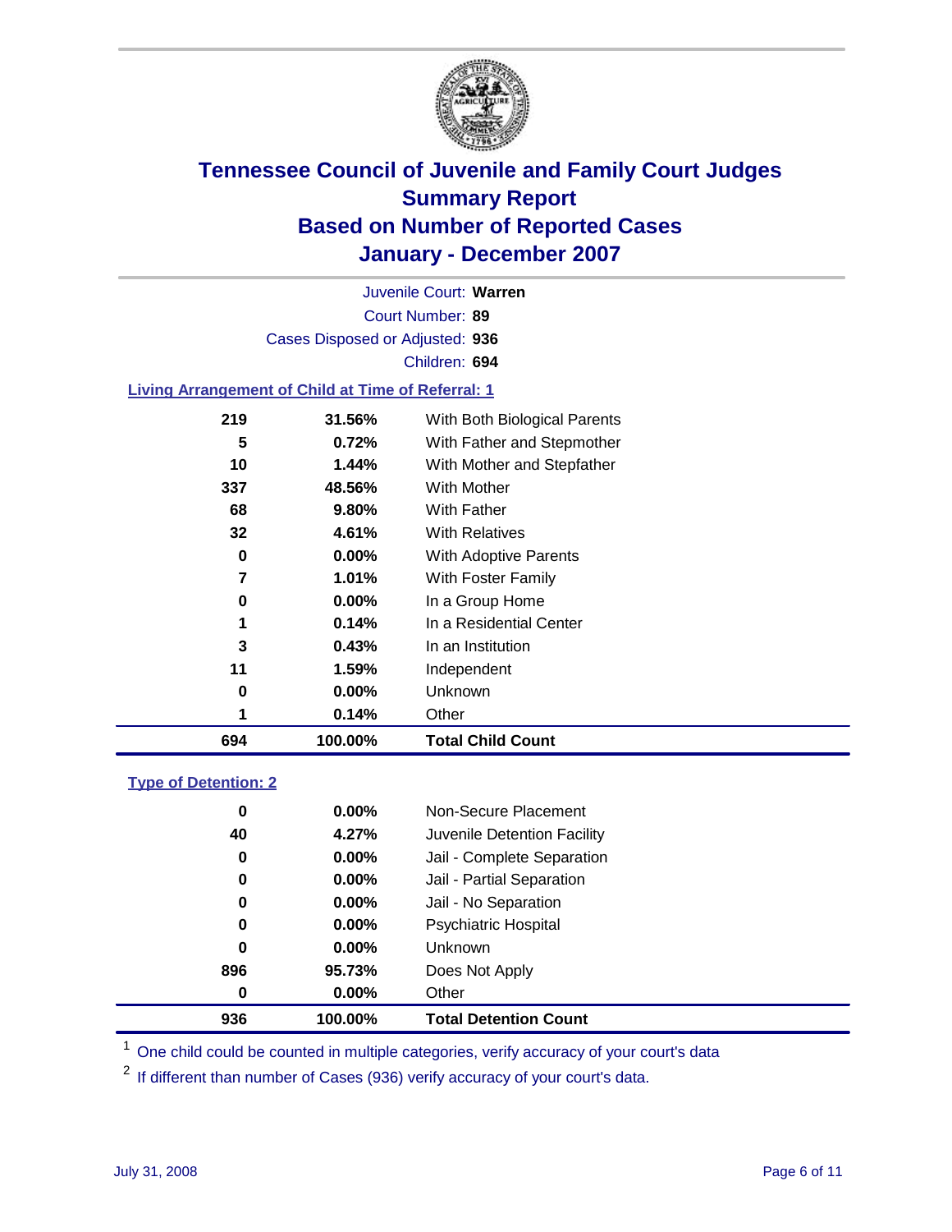# Tennessee Council of Juvenile and Family Court Judges
## Summary Report
## Based on Number of Reported Cases
## January - December 2007

Juvenile Court: **Warren**

Court Number: **89**

Cases Disposed or Adjusted: **936**

Children: **694**

### Living Arrangement of Child at Time of Referral: 1

| | | |
|---|---|---|
| 219 | 31.56% | With Both Biological Parents |
| 5 | 0.72% | With Father and Stepmother |
| 10 | 1.44% | With Mother and Stepfather |
| 337 | 48.56% | With Mother |
| 68 | 9.80% | With Father |
| 32 | 4.61% | With Relatives |
| 0 | 0.00% | With Adoptive Parents |
| 7 | 1.01% | With Foster Family |
| 0 | 0.00% | In a Group Home |
| 1 | 0.14% | In a Residential Center |
| 3 | 0.43% | In an Institution |
| 11 | 1.59% | Independent |
| 0 | 0.00% | Unknown |
| 1 | 0.14% | Other |
| **694** | **100.00%** | **Total Child Count** |

### Type of Detention: 2

| | | |
|---|---|---|
| 0 | 0.00% | Non-Secure Placement |
| 40 | 4.27% | Juvenile Detention Facility |
| 0 | 0.00% | Jail - Complete Separation |
| 0 | 0.00% | Jail - Partial Separation |
| 0 | 0.00% | Jail - No Separation |
| 0 | 0.00% | Psychiatric Hospital |
| 0 | 0.00% | Unknown |
| 896 | 95.73% | Does Not Apply |
| 0 | 0.00% | Other |
| **936** | **100.00%** | **Total Detention Count** |

[1] One child could be counted in multiple categories, verify accuracy of your court's data

[2] If different than number of Cases (936) verify accuracy of your court's data.

July 31, 2008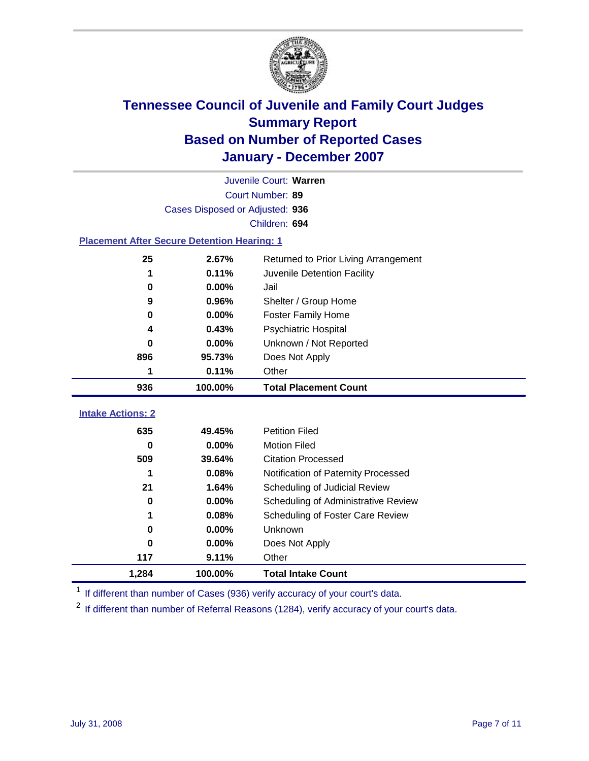# Tennessee Council of Juvenile and Family Court Judges
## Summary Report
## Based on Number of Reported Cases
## January - December 2007

Juvenile Court: **Warren**
Court Number: **89**
Cases Disposed or Adjusted: **936**
Children: **694**

### Placement After Secure Detention Hearing: 1

| | | |
|---|---|---|
| 25 | 2.67% | Returned to Prior Living Arrangement |
| 1 | 0.11% | Juvenile Detention Facility |
| 0 | 0.00% | Jail |
| 9 | 0.96% | Shelter / Group Home |
| 0 | 0.00% | Foster Family Home |
| 4 | 0.43% | Psychiatric Hospital |
| 0 | 0.00% | Unknown / Not Reported |
| 896 | 95.73% | Does Not Apply |
| 1 | 0.11% | Other |
| **936** | **100.00%** | **Total Placement Count** |

### Intake Actions: 2

| | | |
|---|---|---|
| 635 | 49.45% | Petition Filed |
| 0 | 0.00% | Motion Filed |
| 509 | 39.64% | Citation Processed |
| 1 | 0.08% | Notification of Paternity Processed |
| 21 | 1.64% | Scheduling of Judicial Review |
| 0 | 0.00% | Scheduling of Administrative Review |
| 1 | 0.08% | Scheduling of Foster Care Review |
| 0 | 0.00% | Unknown |
| 0 | 0.00% | Does Not Apply |
| 117 | 9.11% | Other |
| **1,284** | **100.00%** | **Total Intake Count** |

[1] If different than number of Cases (936) verify accuracy of your court's data.

[2] If different than number of Referral Reasons (1284), verify accuracy of your court's data.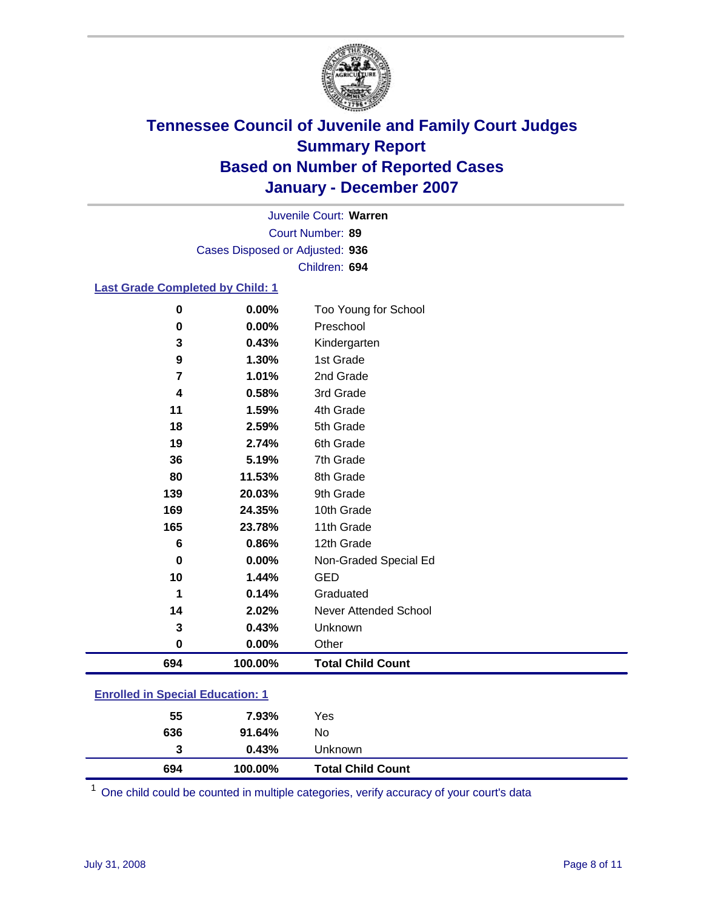# Tennessee Council of Juvenile and Family Court Judges
## Summary Report
## Based on Number of Reported Cases
## January - December 2007

Juvenile Court: **Warren**
Court Number: **89**
Cases Disposed or Adjusted: **936**
Children: **694**

### Last Grade Completed by Child: 1

| Count | Percent | Category |
|---|---|---|
| 0 | 0.00% | Too Young for School |
| 0 | 0.00% | Preschool |
| 3 | 0.43% | Kindergarten |
| 9 | 1.30% | 1st Grade |
| 7 | 1.01% | 2nd Grade |
| 4 | 0.58% | 3rd Grade |
| 11 | 1.59% | 4th Grade |
| 18 | 2.59% | 5th Grade |
| 19 | 2.74% | 6th Grade |
| 36 | 5.19% | 7th Grade |
| 80 | 11.53% | 8th Grade |
| 139 | 20.03% | 9th Grade |
| 169 | 24.35% | 10th Grade |
| 165 | 23.78% | 11th Grade |
| 6 | 0.86% | 12th Grade |
| 0 | 0.00% | Non-Graded Special Ed |
| 10 | 1.44% | GED |
| 1 | 0.14% | Graduated |
| 14 | 2.02% | Never Attended School |
| 3 | 0.43% | Unknown |
| 0 | 0.00% | Other |
| **694** | **100.00%** | **Total Child Count** |

### Enrolled in Special Education: 1

| Count | Percent | Category |
|---|---|---|
| 55 | 7.93% | Yes |
| 636 | 91.64% | No |
| 3 | 0.43% | Unknown |
| **694** | **100.00%** | **Total Child Count** |

[1] One child could be counted in multiple categories, verify accuracy of your court's data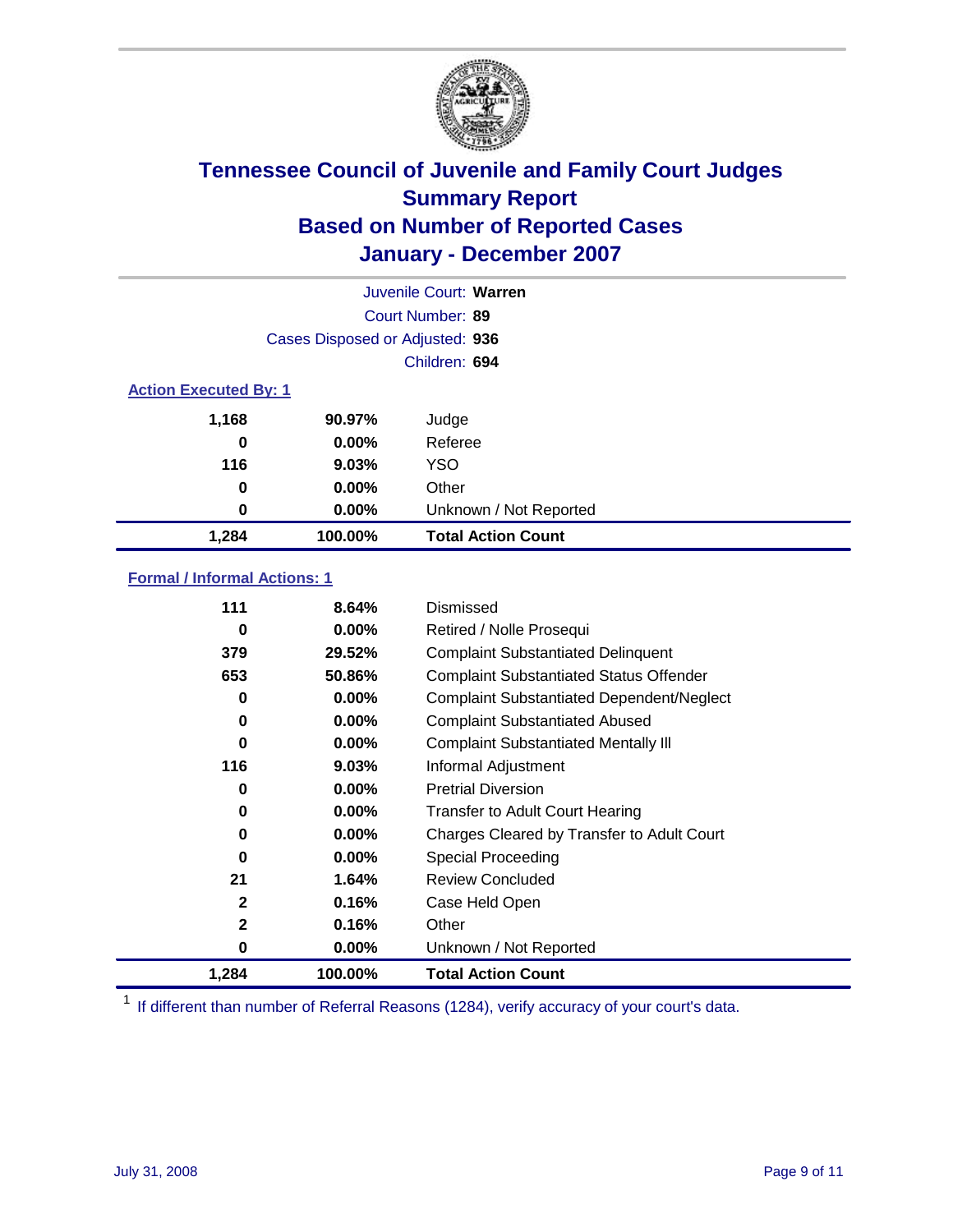# Tennessee Council of Juvenile and Family Court Judges
## Summary Report
## Based on Number of Reported Cases
## January - December 2007

Juvenile Court: **Warren**

Court Number: **89**

Cases Disposed or Adjusted: **936**

Children: **694**

### Action Executed By: 1

| | | |
|---|---|---|
| 1,168 | 90.97% | Judge |
| 0 | 0.00% | Referee |
| 116 | 9.03% | YSO |
| 0 | 0.00% | Other |
| 0 | 0.00% | Unknown / Not Reported |
| **1,284** | **100.00%** | **Total Action Count** |

### Formal / Informal Actions: 1

| | | |
|---|---|---|
| 111 | 8.64% | Dismissed |
| 0 | 0.00% | Retired / Nolle Prosequi |
| 379 | 29.52% | Complaint Substantiated Delinquent |
| 653 | 50.86% | Complaint Substantiated Status Offender |
| 0 | 0.00% | Complaint Substantiated Dependent/Neglect |
| 0 | 0.00% | Complaint Substantiated Abused |
| 0 | 0.00% | Complaint Substantiated Mentally Ill |
| 116 | 9.03% | Informal Adjustment |
| 0 | 0.00% | Pretrial Diversion |
| 0 | 0.00% | Transfer to Adult Court Hearing |
| 0 | 0.00% | Charges Cleared by Transfer to Adult Court |
| 0 | 0.00% | Special Proceeding |
| 21 | 1.64% | Review Concluded |
| 2 | 0.16% | Case Held Open |
| 2 | 0.16% | Other |
| 0 | 0.00% | Unknown / Not Reported |
| **1,284** | **100.00%** | **Total Action Count** |

[1] If different than number of Referral Reasons (1284), verify accuracy of your court's data.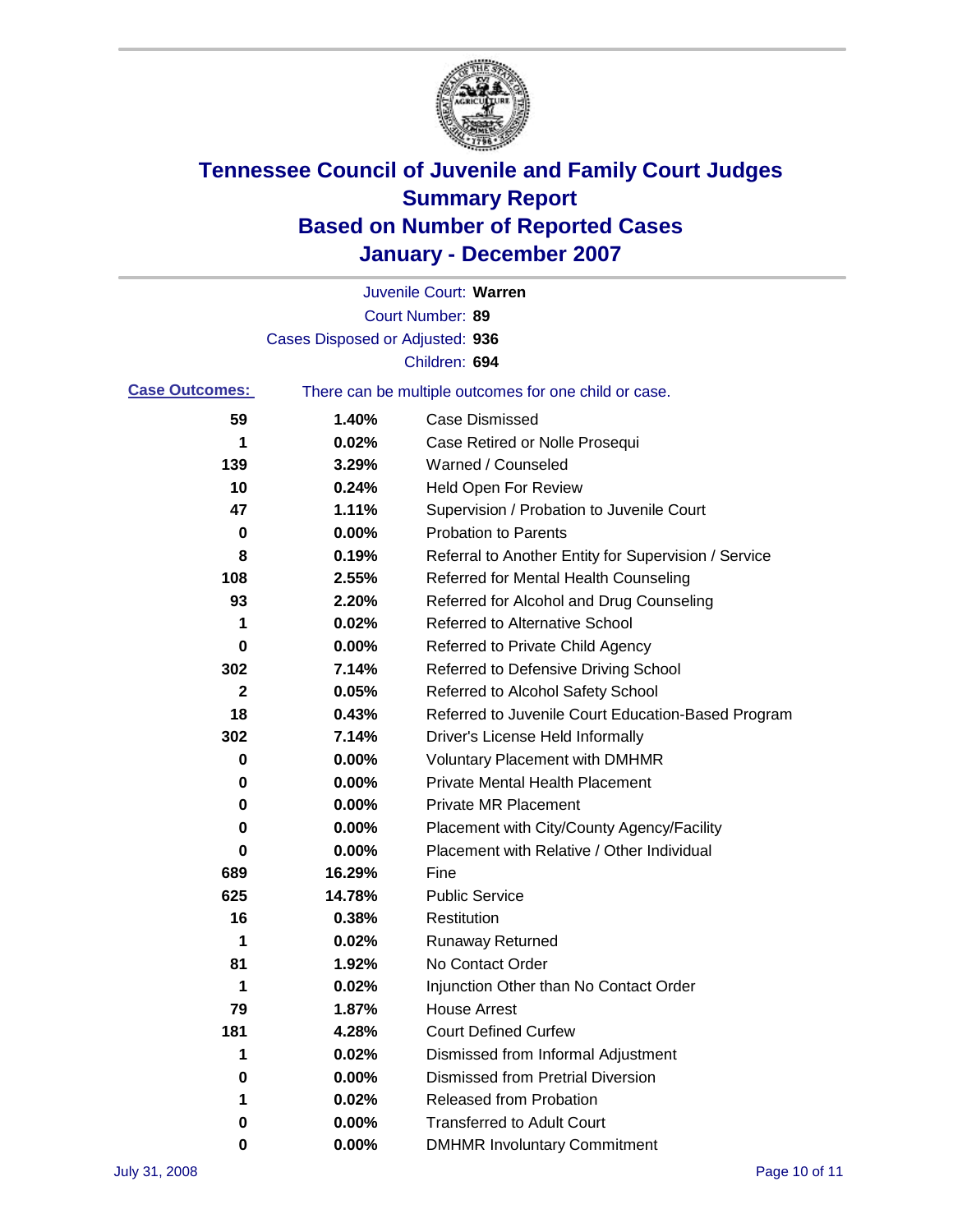# Tennessee Council of Juvenile and Family Court Judges
# Summary Report
# Based on Number of Reported Cases
# January - December 2007

Juvenile Court: **Warren**

Court Number: **89**

Cases Disposed or Adjusted: **936**

Children: **694**

**Case Outcomes:** There can be multiple outcomes for one child or case.

| | | |
|---|---|---|
| 59 | 1.40% | Case Dismissed |
| 1 | 0.02% | Case Retired or Nolle Prosequi |
| 139 | 3.29% | Warned / Counseled |
| 10 | 0.24% | Held Open For Review |
| 47 | 1.11% | Supervision / Probation to Juvenile Court |
| 0 | 0.00% | Probation to Parents |
| 8 | 0.19% | Referral to Another Entity for Supervision / Service |
| 108 | 2.55% | Referred for Mental Health Counseling |
| 93 | 2.20% | Referred for Alcohol and Drug Counseling |
| 1 | 0.02% | Referred to Alternative School |
| 0 | 0.00% | Referred to Private Child Agency |
| 302 | 7.14% | Referred to Defensive Driving School |
| 2 | 0.05% | Referred to Alcohol Safety School |
| 18 | 0.43% | Referred to Juvenile Court Education-Based Program |
| 302 | 7.14% | Driver's License Held Informally |
| 0 | 0.00% | Voluntary Placement with DMHMR |
| 0 | 0.00% | Private Mental Health Placement |
| 0 | 0.00% | Private MR Placement |
| 0 | 0.00% | Placement with City/County Agency/Facility |
| 0 | 0.00% | Placement with Relative / Other Individual |
| 689 | 16.29% | Fine |
| 625 | 14.78% | Public Service |
| 16 | 0.38% | Restitution |
| 1 | 0.02% | Runaway Returned |
| 81 | 1.92% | No Contact Order |
| 1 | 0.02% | Injunction Other than No Contact Order |
| 79 | 1.87% | House Arrest |
| 181 | 4.28% | Court Defined Curfew |
| 1 | 0.02% | Dismissed from Informal Adjustment |
| 0 | 0.00% | Dismissed from Pretrial Diversion |
| 1 | 0.02% | Released from Probation |
| 0 | 0.00% | Transferred to Adult Court |
| 0 | 0.00% | DMHMR Involuntary Commitment |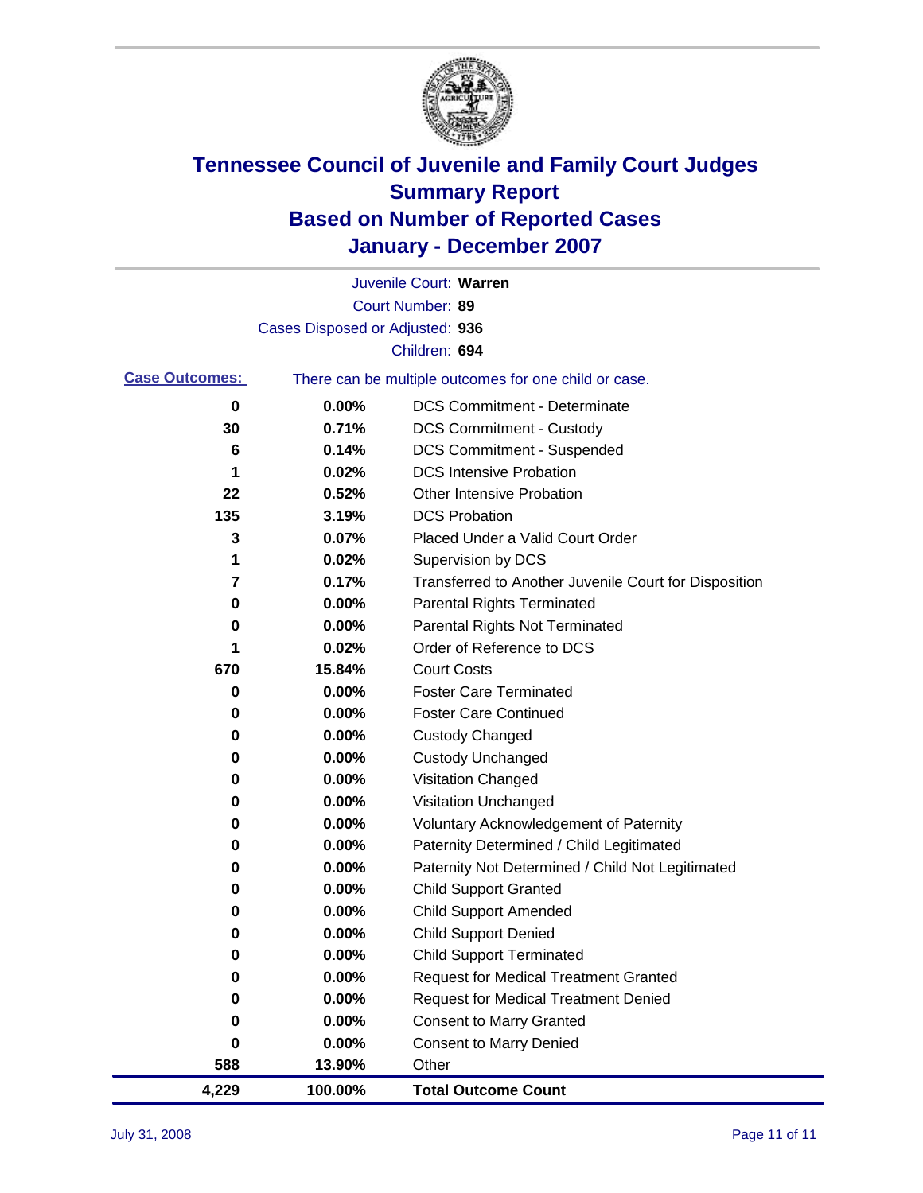# Tennessee Council of Juvenile and Family Court Judges
## Summary Report
## Based on Number of Reported Cases
## January - December 2007

Juvenile Court: **Warren**

Court Number: **89**

Cases Disposed or Adjusted: **936**

Children: **694**

**Case Outcomes:** There can be multiple outcomes for one child or case.

| | | |
|---|---|---|
| 0 | 0.00% | DCS Commitment - Determinate |
| 30 | 0.71% | DCS Commitment - Custody |
| 6 | 0.14% | DCS Commitment - Suspended |
| 1 | 0.02% | DCS Intensive Probation |
| 22 | 0.52% | Other Intensive Probation |
| 135 | 3.19% | DCS Probation |
| 3 | 0.07% | Placed Under a Valid Court Order |
| 1 | 0.02% | Supervision by DCS |
| 7 | 0.17% | Transferred to Another Juvenile Court for Disposition |
| 0 | 0.00% | Parental Rights Terminated |
| 0 | 0.00% | Parental Rights Not Terminated |
| 1 | 0.02% | Order of Reference to DCS |
| 670 | 15.84% | Court Costs |
| 0 | 0.00% | Foster Care Terminated |
| 0 | 0.00% | Foster Care Continued |
| 0 | 0.00% | Custody Changed |
| 0 | 0.00% | Custody Unchanged |
| 0 | 0.00% | Visitation Changed |
| 0 | 0.00% | Visitation Unchanged |
| 0 | 0.00% | Voluntary Acknowledgement of Paternity |
| 0 | 0.00% | Paternity Determined / Child Legitimated |
| 0 | 0.00% | Paternity Not Determined / Child Not Legitimated |
| 0 | 0.00% | Child Support Granted |
| 0 | 0.00% | Child Support Amended |
| 0 | 0.00% | Child Support Denied |
| 0 | 0.00% | Child Support Terminated |
| 0 | 0.00% | Request for Medical Treatment Granted |
| 0 | 0.00% | Request for Medical Treatment Denied |
| 0 | 0.00% | Consent to Marry Granted |
| 0 | 0.00% | Consent to Marry Denied |
| 588 | 13.90% | Other |
| **4,229** | **100.00%** | **Total Outcome Count** |

July 31, 2008